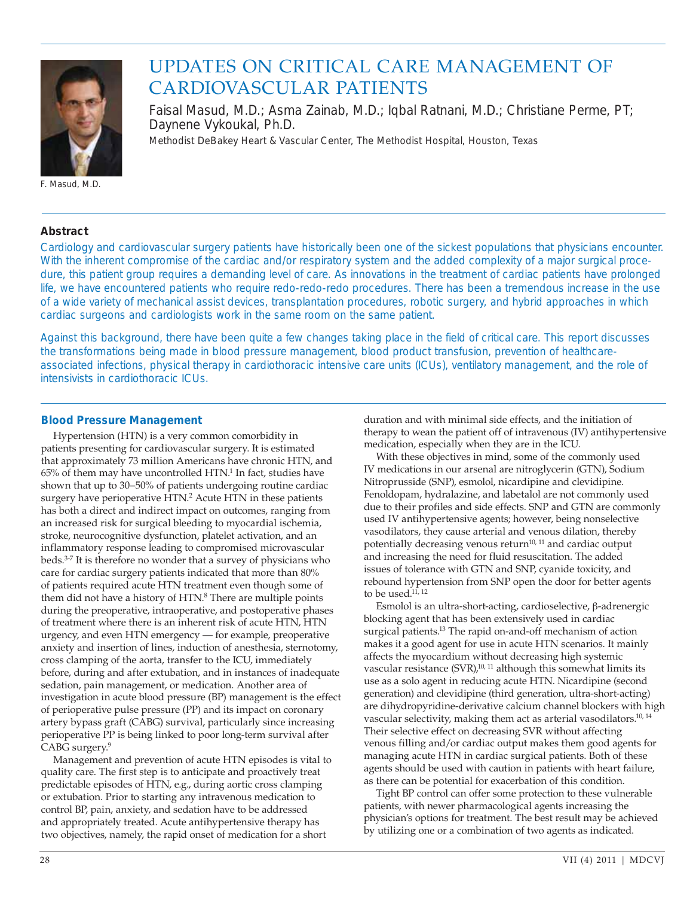# UPDATES ON CRITICAL CARE MANAGEMENT OF CARDIOVASCULAR PATIENTS

Faisal Masud, M.D.; Asma Zainab, M.D.; Iqbal Ratnani, M.D.; Christiane Perme, PT; Daynene Vykoukal, Ph.D.

Methodist DeBakey Heart & Vascular Center, The Methodist Hospital, Houston, Texas

F. Masud, M.D.

## Abstract

Cardiology and cardiovascular surgery patients have historically been one of the sickest populations that physicians encounter. With the inherent compromise of the cardiac and/or respiratory system and the added complexity of a major surgical procedure, this patient group requires a demanding level of care. As innovations in the treatment of cardiac patients have prolonged life, we have encountered patients who require redo-redo-redo procedures. There has been a tremendous increase in the use of a wide variety of mechanical assist devices, transplantation procedures, robotic surgery, and hybrid approaches in which cardiac surgeons and cardiologists work in the same room on the same patient.

Against this background, there have been quite a few changes taking place in the field of critical care. This report discusses the transformations being made in blood pressure management, blood product transfusion, prevention of healthcare-associated infections, physical therapy in cardiothoracic intensive care units (ICUs), ventilatory management, and the role of intensivists in cardiothoracic ICUs.

## Blood Pressure Management

Hypertension (HTN) is a very common comorbidity in patients presenting for cardiovascular surgery. It is estimated that approximately 73 million Americans have chronic HTN, and 65% of them may have uncontrolled HTN.[1] In fact, studies have shown that up to 30–50% of patients undergoing routine cardiac surgery have perioperative HTN.[2] Acute HTN in these patients has both a direct and indirect impact on outcomes, ranging from an increased risk for surgical bleeding to myocardial ischemia, stroke, neurocognitive dysfunction, platelet activation, and an inflammatory response leading to compromised microvascular beds.[3-7] It is therefore no wonder that a survey of physicians who care for cardiac surgery patients indicated that more than 80% of patients required acute HTN treatment even though some of them did not have a history of HTN.[8] There are multiple points during the preoperative, intraoperative, and postoperative phases of treatment where there is an inherent risk of acute HTN, HTN urgency, and even HTN emergency — for example, preoperative anxiety and insertion of lines, induction of anesthesia, sternotomy, cross clamping of the aorta, transfer to the ICU, immediately before, during and after extubation, and in instances of inadequate sedation, pain management, or medication. Another area of investigation in acute blood pressure (BP) management is the effect of perioperative pulse pressure (PP) and its impact on coronary artery bypass graft (CABG) survival, particularly since increasing perioperative PP is being linked to poor long-term survival after CABG surgery.[9]

Management and prevention of acute HTN episodes is vital to quality care. The first step is to anticipate and proactively treat predictable episodes of HTN, e.g., during aortic cross clamping or extubation. Prior to starting any intravenous medication to control BP, pain, anxiety, and sedation have to be addressed and appropriately treated. Acute antihypertensive therapy has two objectives, namely, the rapid onset of medication for a short duration and with minimal side effects, and the initiation of therapy to wean the patient off of intravenous (IV) antihypertensive medication, especially when they are in the ICU.

With these objectives in mind, some of the commonly used IV medications in our arsenal are nitroglycerin (GTN), Sodium Nitroprusside (SNP), esmolol, nicardipine and clevidipine. Fenoldopam, hydralazine, and labetalol are not commonly used due to their profiles and side effects. SNP and GTN are commonly used IV antihypertensive agents; however, being nonselective vasodilators, they cause arterial and venous dilation, thereby potentially decreasing venous return[10, 11] and cardiac output and increasing the need for fluid resuscitation. The added issues of tolerance with GTN and SNP, cyanide toxicity, and rebound hypertension from SNP open the door for better agents to be used.[11, 12]

Esmolol is an ultra-short-acting, cardioselective, β-adrenergic blocking agent that has been extensively used in cardiac surgical patients.[13] The rapid on-and-off mechanism of action makes it a good agent for use in acute HTN scenarios. It mainly affects the myocardium without decreasing high systemic vascular resistance (SVR),[10, 11] although this somewhat limits its use as a solo agent in reducing acute HTN. Nicardipine (second generation) and clevidipine (third generation, ultra-short-acting) are dihydropyridine-derivative calcium channel blockers with high vascular selectivity, making them act as arterial vasodilators.[10, 14] Their selective effect on decreasing SVR without affecting venous filling and/or cardiac output makes them good agents for managing acute HTN in cardiac surgical patients. Both of these agents should be used with caution in patients with heart failure, as there can be potential for exacerbation of this condition.

Tight BP control can offer some protection to these vulnerable patients, with newer pharmacological agents increasing the physician's options for treatment. The best result may be achieved by utilizing one or a combination of two agents as indicated.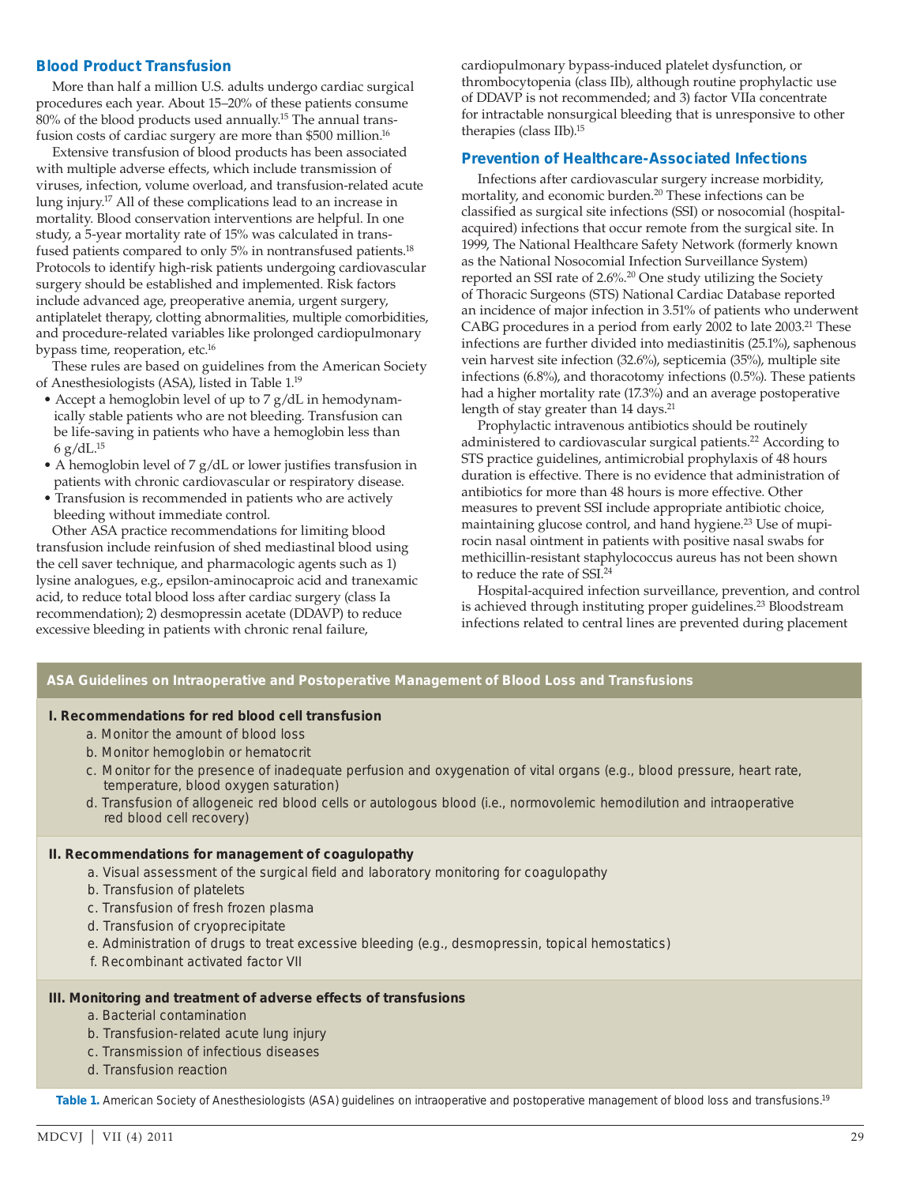## Blood Product Transfusion

More than half a million U.S. adults undergo cardiac surgical procedures each year. About 15–20% of these patients consume 80% of the blood products used annually.[15] The annual transfusion costs of cardiac surgery are more than $500 million.[16]

Extensive transfusion of blood products has been associated with multiple adverse effects, which include transmission of viruses, infection, volume overload, and transfusion-related acute lung injury.[17] All of these complications lead to an increase in mortality. Blood conservation interventions are helpful. In one study, a 5-year mortality rate of 15% was calculated in transfused patients compared to only 5% in nontransfused patients.[18] Protocols to identify high-risk patients undergoing cardiovascular surgery should be established and implemented. Risk factors include advanced age, preoperative anemia, urgent surgery, antiplatelet therapy, clotting abnormalities, multiple comorbidities, and procedure-related variables like prolonged cardiopulmonary bypass time, reoperation, etc.[16]

These rules are based on guidelines from the American Society of Anesthesiologists (ASA), listed in Table 1.[19]

- Accept a hemoglobin level of up to 7 g/dL in hemodynamically stable patients who are not bleeding. Transfusion can be life-saving in patients who have a hemoglobin less than 6 g/dL.[15]
- A hemoglobin level of 7 g/dL or lower justifies transfusion in patients with chronic cardiovascular or respiratory disease.
- Transfusion is recommended in patients who are actively bleeding without immediate control.

Other ASA practice recommendations for limiting blood transfusion include reinfusion of shed mediastinal blood using the cell saver technique, and pharmacologic agents such as 1) lysine analogues, e.g., epsilon-aminocaproic acid and tranexamic acid, to reduce total blood loss after cardiac surgery (class Ia recommendation); 2) desmopressin acetate (DDAVP) to reduce excessive bleeding in patients with chronic renal failure, cardiopulmonary bypass-induced platelet dysfunction, or thrombocytopenia (class IIb), although routine prophylactic use of DDAVP is not recommended; and 3) factor VIIa concentrate for intractable nonsurgical bleeding that is unresponsive to other therapies (class IIb).[15]

## Prevention of Healthcare-Associated Infections

Infections after cardiovascular surgery increase morbidity, mortality, and economic burden.[20] These infections can be classified as surgical site infections (SSI) or nosocomial (hospital-acquired) infections that occur remote from the surgical site. In 1999, The National Healthcare Safety Network (formerly known as the National Nosocomial Infection Surveillance System) reported an SSI rate of 2.6%.[20] One study utilizing the Society of Thoracic Surgeons (STS) National Cardiac Database reported an incidence of major infection in 3.51% of patients who underwent CABG procedures in a period from early 2002 to late 2003.[21] These infections are further divided into mediastinitis (25.1%), saphenous vein harvest site infection (32.6%), septicemia (35%), multiple site infections (6.8%), and thoracotomy infections (0.5%). These patients had a higher mortality rate (17.3%) and an average postoperative length of stay greater than 14 days.[21]

Prophylactic intravenous antibiotics should be routinely administered to cardiovascular surgical patients.[22] According to STS practice guidelines, antimicrobial prophylaxis of 48 hours duration is effective. There is no evidence that administration of antibiotics for more than 48 hours is more effective. Other measures to prevent SSI include appropriate antibiotic choice, maintaining glucose control, and hand hygiene.[23] Use of mupirocin nasal ointment in patients with positive nasal swabs for methicillin-resistant staphylococcus aureus has not been shown to reduce the rate of SSI.[24]

Hospital-acquired infection surveillance, prevention, and control is achieved through instituting proper guidelines.[23] Bloodstream infections related to central lines are prevented during placement

| ASA Guidelines on Intraoperative and Postoperative Management of Blood Loss and Transfusions |
|---|
| **I. Recommendations for red blood cell transfusion** |
| a. Monitor the amount of blood loss |
| b. Monitor hemoglobin or hematocrit |
| c. Monitor for the presence of inadequate perfusion and oxygenation of vital organs (e.g., blood pressure, heart rate, temperature, blood oxygen saturation) |
| d. Transfusion of allogeneic red blood cells or autologous blood (i.e., normovolemic hemodilution and intraoperative red blood cell recovery) |
| **II. Recommendations for management of coagulopathy** |
| a. Visual assessment of the surgical field and laboratory monitoring for coagulopathy |
| b. Transfusion of platelets |
| c. Transfusion of fresh frozen plasma |
| d. Transfusion of cryoprecipitate |
| e. Administration of drugs to treat excessive bleeding (e.g., desmopressin, topical hemostatics) |
| f. Recombinant activated factor VII |
| **III. Monitoring and treatment of adverse effects of transfusions** |
| a. Bacterial contamination |
| b. Transfusion-related acute lung injury |
| c. Transmission of infectious diseases |
| d. Transfusion reaction |

**Table 1.** American Society of Anesthesiologists (ASA) guidelines on intraoperative and postoperative management of blood loss and transfusions.[19]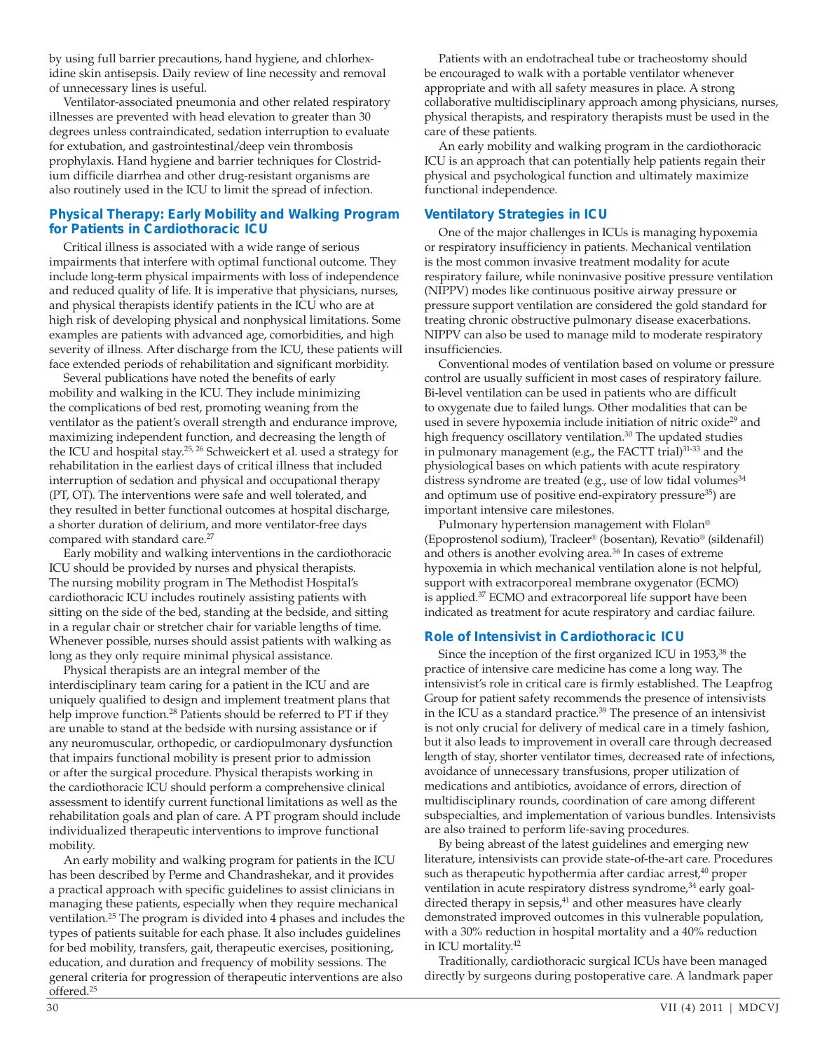by using full barrier precautions, hand hygiene, and chlorhexidine skin antisepsis. Daily review of line necessity and removal of unnecessary lines is useful.

Ventilator-associated pneumonia and other related respiratory illnesses are prevented with head elevation to greater than 30 degrees unless contraindicated, sedation interruption to evaluate for extubation, and gastrointestinal/deep vein thrombosis prophylaxis. Hand hygiene and barrier techniques for Clostridium difficile diarrhea and other drug-resistant organisms are also routinely used in the ICU to limit the spread of infection.

## Physical Therapy: Early Mobility and Walking Program for Patients in Cardiothoracic ICU

Critical illness is associated with a wide range of serious impairments that interfere with optimal functional outcome. They include long-term physical impairments with loss of independence and reduced quality of life. It is imperative that physicians, nurses, and physical therapists identify patients in the ICU who are at high risk of developing physical and nonphysical limitations. Some examples are patients with advanced age, comorbidities, and high severity of illness. After discharge from the ICU, these patients will face extended periods of rehabilitation and significant morbidity.

Several publications have noted the benefits of early mobility and walking in the ICU. They include minimizing the complications of bed rest, promoting weaning from the ventilator as the patient's overall strength and endurance improve, maximizing independent function, and decreasing the length of the ICU and hospital stay.[25, 26] Schweickert et al. used a strategy for rehabilitation in the earliest days of critical illness that included interruption of sedation and physical and occupational therapy (PT, OT). The interventions were safe and well tolerated, and they resulted in better functional outcomes at hospital discharge, a shorter duration of delirium, and more ventilator-free days compared with standard care.[27]

Early mobility and walking interventions in the cardiothoracic ICU should be provided by nurses and physical therapists. The nursing mobility program in The Methodist Hospital's cardiothoracic ICU includes routinely assisting patients with sitting on the side of the bed, standing at the bedside, and sitting in a regular chair or stretcher chair for variable lengths of time. Whenever possible, nurses should assist patients with walking as long as they only require minimal physical assistance.

Physical therapists are an integral member of the interdisciplinary team caring for a patient in the ICU and are uniquely qualified to design and implement treatment plans that help improve function.[28] Patients should be referred to PT if they are unable to stand at the bedside with nursing assistance or if any neuromuscular, orthopedic, or cardiopulmonary dysfunction that impairs functional mobility is present prior to admission or after the surgical procedure. Physical therapists working in the cardiothoracic ICU should perform a comprehensive clinical assessment to identify current functional limitations as well as the rehabilitation goals and plan of care. A PT program should include individualized therapeutic interventions to improve functional mobility.

An early mobility and walking program for patients in the ICU has been described by Perme and Chandrashekar, and it provides a practical approach with specific guidelines to assist clinicians in managing these patients, especially when they require mechanical ventilation.[25] The program is divided into 4 phases and includes the types of patients suitable for each phase. It also includes guidelines for bed mobility, transfers, gait, therapeutic exercises, positioning, education, and duration and frequency of mobility sessions. The general criteria for progression of therapeutic interventions are also offered.[25]

Patients with an endotracheal tube or tracheostomy should be encouraged to walk with a portable ventilator whenever appropriate and with all safety measures in place. A strong collaborative multidisciplinary approach among physicians, nurses, physical therapists, and respiratory therapists must be used in the care of these patients.

An early mobility and walking program in the cardiothoracic ICU is an approach that can potentially help patients regain their physical and psychological function and ultimately maximize functional independence.

## Ventilatory Strategies in ICU

One of the major challenges in ICUs is managing hypoxemia or respiratory insufficiency in patients. Mechanical ventilation is the most common invasive treatment modality for acute respiratory failure, while noninvasive positive pressure ventilation (NIPPV) modes like continuous positive airway pressure or pressure support ventilation are considered the gold standard for treating chronic obstructive pulmonary disease exacerbations. NIPPV can also be used to manage mild to moderate respiratory insufficiencies.

Conventional modes of ventilation based on volume or pressure control are usually sufficient in most cases of respiratory failure. Bi-level ventilation can be used in patients who are difficult to oxygenate due to failed lungs. Other modalities that can be used in severe hypoxemia include initiation of nitric oxide[29] and high frequency oscillatory ventilation.[30] The updated studies in pulmonary management (e.g., the FACTT trial)[31-33] and the physiological bases on which patients with acute respiratory distress syndrome are treated (e.g., use of low tidal volumes[34] and optimum use of positive end-expiratory pressure[35]) are important intensive care milestones.

Pulmonary hypertension management with Flolan® (Epoprostenol sodium), Tracleer® (bosentan), Revatio® (sildenafil) and others is another evolving area.[36] In cases of extreme hypoxemia in which mechanical ventilation alone is not helpful, support with extracorporeal membrane oxygenator (ECMO) is applied.[37] ECMO and extracorporeal life support have been indicated as treatment for acute respiratory and cardiac failure.

## Role of Intensivist in Cardiothoracic ICU

Since the inception of the first organized ICU in 1953,[38] the practice of intensive care medicine has come a long way. The intensivist's role in critical care is firmly established. The Leapfrog Group for patient safety recommends the presence of intensivists in the ICU as a standard practice.[39] The presence of an intensivist is not only crucial for delivery of medical care in a timely fashion, but it also leads to improvement in overall care through decreased length of stay, shorter ventilator times, decreased rate of infections, avoidance of unnecessary transfusions, proper utilization of medications and antibiotics, avoidance of errors, direction of multidisciplinary rounds, coordination of care among different subspecialties, and implementation of various bundles. Intensivists are also trained to perform life-saving procedures.

By being abreast of the latest guidelines and emerging new literature, intensivists can provide state-of-the-art care. Procedures such as therapeutic hypothermia after cardiac arrest,[40] proper ventilation in acute respiratory distress syndrome,[34] early goal-directed therapy in sepsis,[41] and other measures have clearly demonstrated improved outcomes in this vulnerable population, with a 30% reduction in hospital mortality and a 40% reduction in ICU mortality.[42]

Traditionally, cardiothoracic surgical ICUs have been managed directly by surgeons during postoperative care. A landmark paper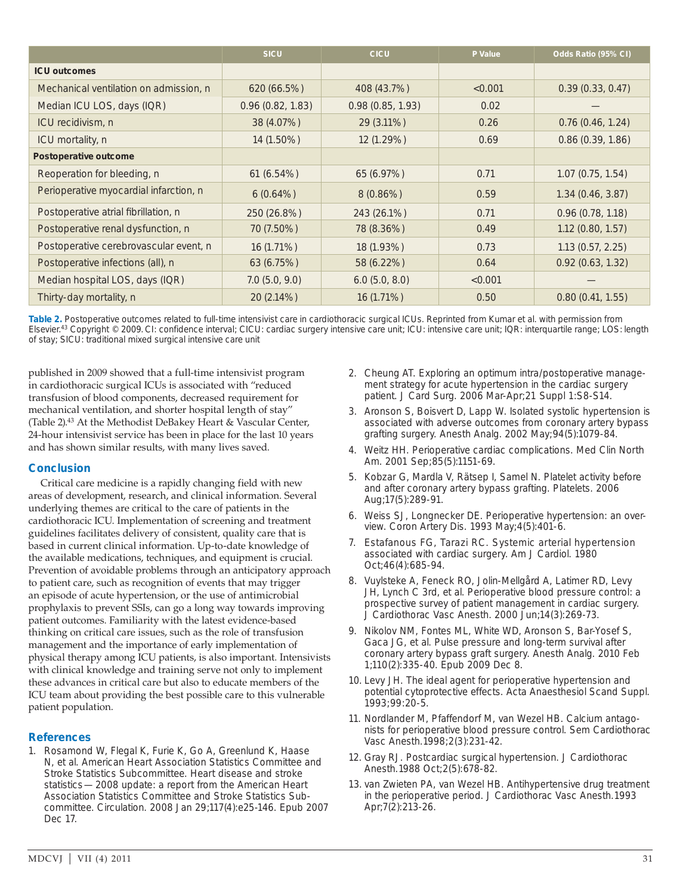| | SICU | CICU | P Value | Odds Ratio (95% CI) |
|---|---|---|---|---|
| **ICU outcomes** | | | | |
| Mechanical ventilation on admission, n | 620 (66.5%) | 408 (43.7%) | <0.001 | 0.39 (0.33, 0.47) |
| Median ICU LOS, days (IQR) | 0.96 (0.82, 1.83) | 0.98 (0.85, 1.93) | 0.02 | — |
| ICU recidivism, n | 38 (4.07%) | 29 (3.11%) | 0.26 | 0.76 (0.46, 1.24) |
| ICU mortality, n | 14 (1.50%) | 12 (1.29%) | 0.69 | 0.86 (0.39, 1.86) |
| **Postoperative outcome** | | | | |
| Reoperation for bleeding, n | 61 (6.54%) | 65 (6.97%) | 0.71 | 1.07 (0.75, 1.54) |
| Perioperative myocardial infarction, n | 6 (0.64%) | 8 (0.86%) | 0.59 | 1.34 (0.46, 3.87) |
| Postoperative atrial fibrillation, n | 250 (26.8%) | 243 (26.1%) | 0.71 | 0.96 (0.78, 1.18) |
| Postoperative renal dysfunction, n | 70 (7.50%) | 78 (8.36%) | 0.49 | 1.12 (0.80, 1.57) |
| Postoperative cerebrovascular event, n | 16 (1.71%) | 18 (1.93%) | 0.73 | 1.13 (0.57, 2.25) |
| Postoperative infections (all), n | 63 (6.75%) | 58 (6.22%) | 0.64 | 0.92 (0.63, 1.32) |
| Median hospital LOS, days (IQR) | 7.0 (5.0, 9.0) | 6.0 (5.0, 8.0) | <0.001 | — |
| Thirty-day mortality, n | 20 (2.14%) | 16 (1.71%) | 0.50 | 0.80 (0.41, 1.55) |

**Table 2.** Postoperative outcomes related to full-time intensivist care in cardiothoracic surgical ICUs. Reprinted from Kumar et al. with permission from Elsevier.[43] Copyright © 2009. CI: confidence interval; CICU: cardiac surgery intensive care unit; ICU: intensive care unit; IQR: interquartile range; LOS: length of stay; SICU: traditional mixed surgical intensive care unit

published in 2009 showed that a full-time intensivist program in cardiothoracic surgical ICUs is associated with "reduced transfusion of blood components, decreased requirement for mechanical ventilation, and shorter hospital length of stay" (Table 2).[43] At the Methodist DeBakey Heart & Vascular Center, 24-hour intensivist service has been in place for the last 10 years and has shown similar results, with many lives saved.

## Conclusion

Critical care medicine is a rapidly changing field with new areas of development, research, and clinical information. Several underlying themes are critical to the care of patients in the cardiothoracic ICU. Implementation of screening and treatment guidelines facilitates delivery of consistent, quality care that is based in current clinical information. Up-to-date knowledge of the available medications, techniques, and equipment is crucial. Prevention of avoidable problems through an anticipatory approach to patient care, such as recognition of events that may trigger an episode of acute hypertension, or the use of antimicrobial prophylaxis to prevent SSIs, can go a long way towards improving patient outcomes. Familiarity with the latest evidence-based thinking on critical care issues, such as the role of transfusion management and the importance of early implementation of physical therapy among ICU patients, is also important. Intensivists with clinical knowledge and training serve not only to implement these advances in critical care but also to educate members of the ICU team about providing the best possible care to this vulnerable patient population.

## References

1. Rosamond W, Flegal K, Furie K, Go A, Greenlund K, Haase N, et al. American Heart Association Statistics Committee and Stroke Statistics Subcommittee. Heart disease and stroke statistics—2008 update: a report from the American Heart Association Statistics Committee and Stroke Statistics Subcommittee. Circulation. 2008 Jan 29;117(4):e25-146. Epub 2007 Dec 17.
2. Cheung AT. Exploring an optimum intra/postoperative management strategy for acute hypertension in the cardiac surgery patient. J Card Surg. 2006 Mar-Apr;21 Suppl 1:S8-S14.
3. Aronson S, Boisvert D, Lapp W. Isolated systolic hypertension is associated with adverse outcomes from coronary artery bypass grafting surgery. Anesth Analg. 2002 May;94(5):1079-84.
4. Weitz HH. Perioperative cardiac complications. Med Clin North Am. 2001 Sep;85(5):1151-69.
5. Kobzar G, Mardla V, Rätsep I, Samel N. Platelet activity before and after coronary artery bypass grafting. Platelets. 2006 Aug;17(5):289-91.
6. Weiss SJ, Longnecker DE. Perioperative hypertension: an overview. Coron Artery Dis. 1993 May;4(5):401-6.
7. Estafanous FG, Tarazi RC. Systemic arterial hypertension associated with cardiac surgery. Am J Cardiol. 1980 Oct;46(4):685-94.
8. Vuylsteke A, Feneck RO, Jolin-Mellgård A, Latimer RD, Levy JH, Lynch C 3rd, et al. Perioperative blood pressure control: a prospective survey of patient management in cardiac surgery. J Cardiothorac Vasc Anesth. 2000 Jun;14(3):269-73.
9. Nikolov NM, Fontes ML, White WD, Aronson S, Bar-Yosef S, Gaca JG, et al. Pulse pressure and long-term survival after coronary artery bypass graft surgery. Anesth Analg. 2010 Feb 1;110(2):335-40. Epub 2009 Dec 8.
10. Levy JH. The ideal agent for perioperative hypertension and potential cytoprotective effects. Acta Anaesthesiol Scand Suppl. 1993;99:20-5.
11. Nordlander M, Pfaffendorf M, van Wezel HB. Calcium antagonists for perioperative blood pressure control. Sem Cardiothorac Vasc Anesth.1998;2(3):231-42.
12. Gray RJ. Postcardiac surgical hypertension. J Cardiothorac Anesth.1988 Oct;2(5):678-82.
13. van Zwieten PA, van Wezel HB. Antihypertensive drug treatment in the perioperative period. J Cardiothorac Vasc Anesth.1993 Apr;7(2):213-26.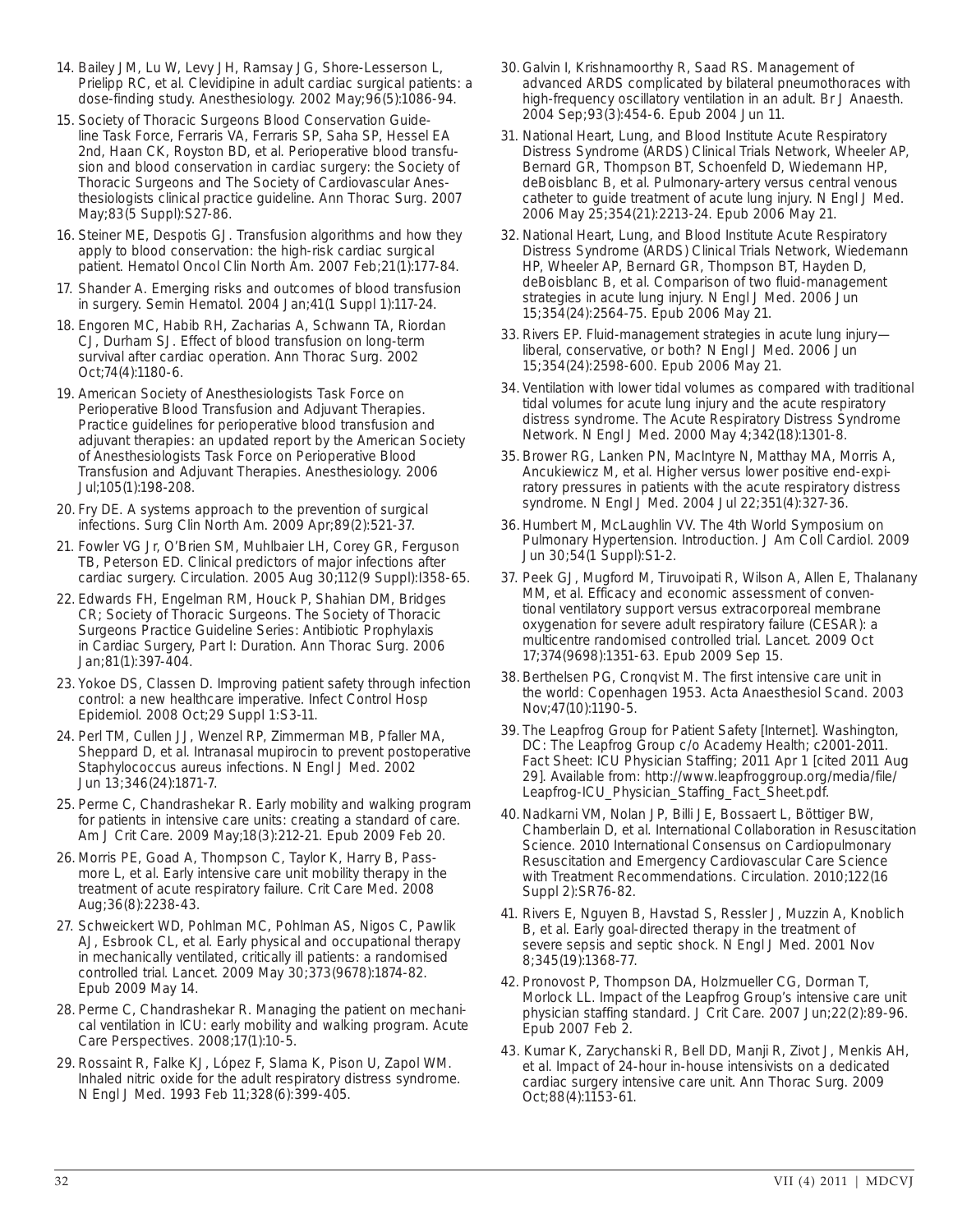14. Bailey JM, Lu W, Levy JH, Ramsay JG, Shore-Lesserson L, Prielipp RC, et al. Clevidipine in adult cardiac surgical patients: a dose-finding study. Anesthesiology. 2002 May;96(5):1086-94.

15. Society of Thoracic Surgeons Blood Conservation Guideline Task Force, Ferraris VA, Ferraris SP, Saha SP, Hessel EA 2nd, Haan CK, Royston BD, et al. Perioperative blood transfusion and blood conservation in cardiac surgery: the Society of Thoracic Surgeons and The Society of Cardiovascular Anesthesiologists clinical practice guideline. Ann Thorac Surg. 2007 May;83(5 Suppl):S27-86.

16. Steiner ME, Despotis GJ. Transfusion algorithms and how they apply to blood conservation: the high-risk cardiac surgical patient. Hematol Oncol Clin North Am. 2007 Feb;21(1):177-84.

17. Shander A. Emerging risks and outcomes of blood transfusion in surgery. Semin Hematol. 2004 Jan;41(1 Suppl 1):117-24.

18. Engoren MC, Habib RH, Zacharias A, Schwann TA, Riordan CJ, Durham SJ. Effect of blood transfusion on long-term survival after cardiac operation. Ann Thorac Surg. 2002 Oct;74(4):1180-6.

19. American Society of Anesthesiologists Task Force on Perioperative Blood Transfusion and Adjuvant Therapies. Practice guidelines for perioperative blood transfusion and adjuvant therapies: an updated report by the American Society of Anesthesiologists Task Force on Perioperative Blood Transfusion and Adjuvant Therapies. Anesthesiology. 2006 Jul;105(1):198-208.

20. Fry DE. A systems approach to the prevention of surgical infections. Surg Clin North Am. 2009 Apr;89(2):521-37.

21. Fowler VG Jr, O'Brien SM, Muhlbaier LH, Corey GR, Ferguson TB, Peterson ED. Clinical predictors of major infections after cardiac surgery. Circulation. 2005 Aug 30;112(9 Suppl):I358-65.

22. Edwards FH, Engelman RM, Houck P, Shahian DM, Bridges CR; Society of Thoracic Surgeons. The Society of Thoracic Surgeons Practice Guideline Series: Antibiotic Prophylaxis in Cardiac Surgery, Part I: Duration. Ann Thorac Surg. 2006 Jan;81(1):397-404.

23. Yokoe DS, Classen D. Improving patient safety through infection control: a new healthcare imperative. Infect Control Hosp Epidemiol. 2008 Oct;29 Suppl 1:S3-11.

24. Perl TM, Cullen JJ, Wenzel RP, Zimmerman MB, Pfaller MA, Sheppard D, et al. Intranasal mupirocin to prevent postoperative Staphylococcus aureus infections. N Engl J Med. 2002 Jun 13;346(24):1871-7.

25. Perme C, Chandrashekar R. Early mobility and walking program for patients in intensive care units: creating a standard of care. Am J Crit Care. 2009 May;18(3):212-21. Epub 2009 Feb 20.

26. Morris PE, Goad A, Thompson C, Taylor K, Harry B, Passmore L, et al. Early intensive care unit mobility therapy in the treatment of acute respiratory failure. Crit Care Med. 2008 Aug;36(8):2238-43.

27. Schweickert WD, Pohlman MC, Pohlman AS, Nigos C, Pawlik AJ, Esbrook CL, et al. Early physical and occupational therapy in mechanically ventilated, critically ill patients: a randomised controlled trial. Lancet. 2009 May 30;373(9678):1874-82. Epub 2009 May 14.

28. Perme C, Chandrashekar R. Managing the patient on mechanical ventilation in ICU: early mobility and walking program. Acute Care Perspectives. 2008;17(1):10-5.

29. Rossaint R, Falke KJ, López F, Slama K, Pison U, Zapol WM. Inhaled nitric oxide for the adult respiratory distress syndrome. N Engl J Med. 1993 Feb 11;328(6):399-405.

30. Galvin I, Krishnamoorthy R, Saad RS. Management of advanced ARDS complicated by bilateral pneumothoraces with high-frequency oscillatory ventilation in an adult. Br J Anaesth. 2004 Sep;93(3):454-6. Epub 2004 Jun 11.

31. National Heart, Lung, and Blood Institute Acute Respiratory Distress Syndrome (ARDS) Clinical Trials Network, Wheeler AP, Bernard GR, Thompson BT, Schoenfeld D, Wiedemann HP, deBoisblanc B, et al. Pulmonary-artery versus central venous catheter to guide treatment of acute lung injury. N Engl J Med. 2006 May 25;354(21):2213-24. Epub 2006 May 21.

32. National Heart, Lung, and Blood Institute Acute Respiratory Distress Syndrome (ARDS) Clinical Trials Network, Wiedemann HP, Wheeler AP, Bernard GR, Thompson BT, Hayden D, deBoisblanc B, et al. Comparison of two fluid-management strategies in acute lung injury. N Engl J Med. 2006 Jun 15;354(24):2564-75. Epub 2006 May 21.

33. Rivers EP. Fluid-management strategies in acute lung injury—liberal, conservative, or both? N Engl J Med. 2006 Jun 15;354(24):2598-600. Epub 2006 May 21.

34. Ventilation with lower tidal volumes as compared with traditional tidal volumes for acute lung injury and the acute respiratory distress syndrome. The Acute Respiratory Distress Syndrome Network. N Engl J Med. 2000 May 4;342(18):1301-8.

35. Brower RG, Lanken PN, MacIntyre N, Matthay MA, Morris A, Ancukiewicz M, et al. Higher versus lower positive end-expiratory pressures in patients with the acute respiratory distress syndrome. N Engl J Med. 2004 Jul 22;351(4):327-36.

36. Humbert M, McLaughlin VV. The 4th World Symposium on Pulmonary Hypertension. Introduction. J Am Coll Cardiol. 2009 Jun 30;54(1 Suppl):S1-2.

37. Peek GJ, Mugford M, Tiruvoipati R, Wilson A, Allen E, Thalanany MM, et al. Efficacy and economic assessment of conventional ventilatory support versus extracorporeal membrane oxygenation for severe adult respiratory failure (CESAR): a multicentre randomised controlled trial. Lancet. 2009 Oct 17;374(9698):1351-63. Epub 2009 Sep 15.

38. Berthelsen PG, Cronqvist M. The first intensive care unit in the world: Copenhagen 1953. Acta Anaesthesiol Scand. 2003 Nov;47(10):1190-5.

39. The Leapfrog Group for Patient Safety [Internet]. Washington, DC: The Leapfrog Group c/o Academy Health; c2001-2011. Fact Sheet: ICU Physician Staffing; 2011 Apr 1 [cited 2011 Aug 29]. Available from: http://www.leapfroggroup.org/media/file/Leapfrog-ICU_Physician_Staffing_Fact_Sheet.pdf.

40. Nadkarni VM, Nolan JP, Billi JE, Bossaert L, Böttiger BW, Chamberlain D, et al. International Collaboration in Resuscitation Science. 2010 International Consensus on Cardiopulmonary Resuscitation and Emergency Cardiovascular Care Science with Treatment Recommendations. Circulation. 2010;122(16 Suppl 2):SR76-82.

41. Rivers E, Nguyen B, Havstad S, Ressler J, Muzzin A, Knoblich B, et al. Early goal-directed therapy in the treatment of severe sepsis and septic shock. N Engl J Med. 2001 Nov 8;345(19):1368-77.

42. Pronovost P, Thompson DA, Holzmueller CG, Dorman T, Morlock LL. Impact of the Leapfrog Group's intensive care unit physician staffing standard. J Crit Care. 2007 Jun;22(2):89-96. Epub 2007 Feb 2.

43. Kumar K, Zarychanski R, Bell DD, Manji R, Zivot J, Menkis AH, et al. Impact of 24-hour in-house intensivists on a dedicated cardiac surgery intensive care unit. Ann Thorac Surg. 2009 Oct;88(4):1153-61.